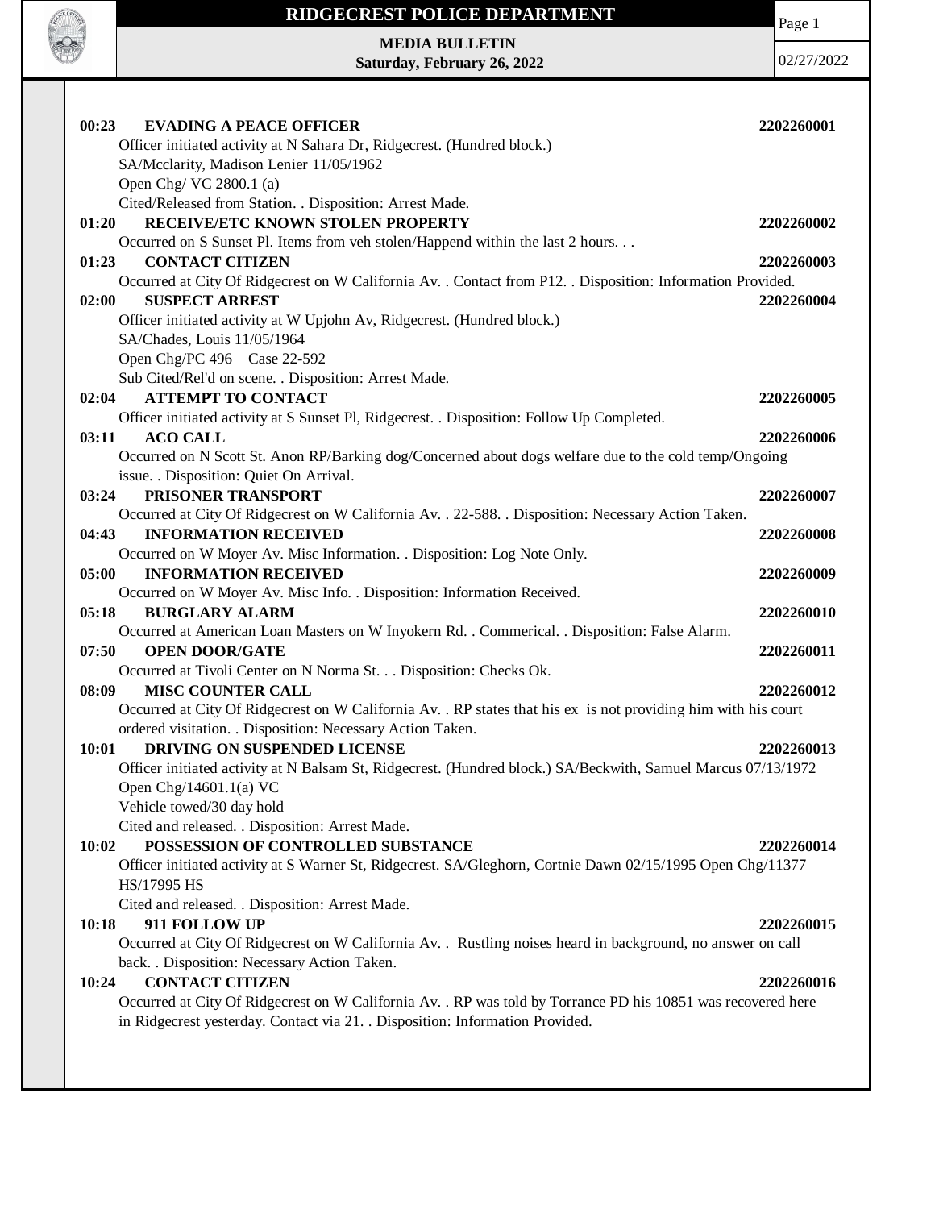# RIDGECREST POLICE DEPARTMENT

**MEDIA BULLETIN**
**Saturday, February 26, 2022**

02/27/2022

**00:23 EVADING A PEACE OFFICER** **2202260001**
Officer initiated activity at N Sahara Dr, Ridgecrest. (Hundred block.)
SA/Mcclarity, Madison Lenier 11/05/1962
Open Chg/ VC 2800.1 (a)
Cited/Released from Station. . Disposition: Arrest Made.

**01:20 RECEIVE/ETC KNOWN STOLEN PROPERTY** **2202260002**
Occurred on S Sunset Pl. Items from veh stolen/Happend within the last 2 hours. . .

**01:23 CONTACT CITIZEN** **2202260003**
Occurred at City Of Ridgecrest on W California Av. . Contact from P12. . Disposition: Information Provided.

**02:00 SUSPECT ARREST** **2202260004**
Officer initiated activity at W Upjohn Av, Ridgecrest. (Hundred block.)
SA/Chades, Louis 11/05/1964
Open Chg/PC 496 Case 22-592
Sub Cited/Rel'd on scene. . Disposition: Arrest Made.

**02:04 ATTEMPT TO CONTACT** **2202260005**
Officer initiated activity at S Sunset Pl, Ridgecrest. . Disposition: Follow Up Completed.

**03:11 ACO CALL** **2202260006**
Occurred on N Scott St. Anon RP/Barking dog/Concerned about dogs welfare due to the cold temp/Ongoing issue. . Disposition: Quiet On Arrival.

**03:24 PRISONER TRANSPORT** **2202260007**
Occurred at City Of Ridgecrest on W California Av. . 22-588. . Disposition: Necessary Action Taken.

**04:43 INFORMATION RECEIVED** **2202260008**
Occurred on W Moyer Av. Misc Information. . Disposition: Log Note Only.

**05:00 INFORMATION RECEIVED** **2202260009**
Occurred on W Moyer Av. Misc Info. . Disposition: Information Received.

**05:18 BURGLARY ALARM** **2202260010**
Occurred at American Loan Masters on W Inyokern Rd. . Commerical. . Disposition: False Alarm.

**07:50 OPEN DOOR/GATE** **2202260011**
Occurred at Tivoli Center on N Norma St. . . Disposition: Checks Ok.

**08:09 MISC COUNTER CALL** **2202260012**
Occurred at City Of Ridgecrest on W California Av. . RP states that his ex is not providing him with his court ordered visitation. . Disposition: Necessary Action Taken.

**10:01 DRIVING ON SUSPENDED LICENSE** **2202260013**
Officer initiated activity at N Balsam St, Ridgecrest. (Hundred block.) SA/Beckwith, Samuel Marcus 07/13/1972
Open Chg/14601.1(a) VC
Vehicle towed/30 day hold
Cited and released. . Disposition: Arrest Made.

**10:02 POSSESSION OF CONTROLLED SUBSTANCE** **2202260014**
Officer initiated activity at S Warner St, Ridgecrest. SA/Gleghorn, Cortnie Dawn 02/15/1995 Open Chg/11377 HS/17995 HS
Cited and released. . Disposition: Arrest Made.

**10:18 911 FOLLOW UP** **2202260015**
Occurred at City Of Ridgecrest on W California Av. . Rustling noises heard in background, no answer on call back. . Disposition: Necessary Action Taken.

**10:24 CONTACT CITIZEN** **2202260016**
Occurred at City Of Ridgecrest on W California Av. . RP was told by Torrance PD his 10851 was recovered here in Ridgecrest yesterday. Contact via 21. . Disposition: Information Provided.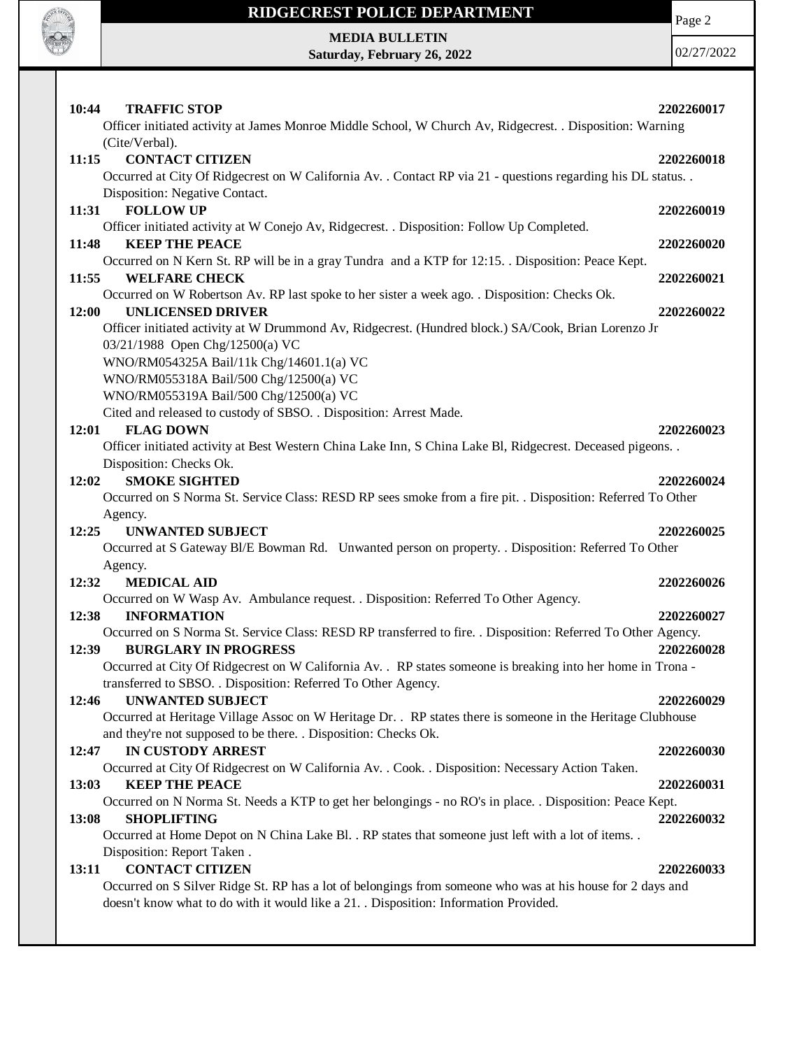**10:44 TRAFFIC STOP** 2202260017

Officer initiated activity at James Monroe Middle School, W Church Av, Ridgecrest. . Disposition: Warning (Cite/Verbal).

**11:15 CONTACT CITIZEN** 2202260018

Occurred at City Of Ridgecrest on W California Av. . Contact RP via 21 - questions regarding his DL status. . Disposition: Negative Contact.

**11:31 FOLLOW UP** 2202260019

Officer initiated activity at W Conejo Av, Ridgecrest. . Disposition: Follow Up Completed.

**11:48 KEEP THE PEACE** 2202260020

Occurred on N Kern St. RP will be in a gray Tundra and a KTP for 12:15. . Disposition: Peace Kept.

**11:55 WELFARE CHECK** 2202260021

Occurred on W Robertson Av. RP last spoke to her sister a week ago. . Disposition: Checks Ok.

**12:00 UNLICENSED DRIVER** 2202260022

Officer initiated activity at W Drummond Av, Ridgecrest. (Hundred block.) SA/Cook, Brian Lorenzo Jr 03/21/1988 Open Chg/12500(a) VC
WNO/RM054325A Bail/11k Chg/14601.1(a) VC
WNO/RM055318A Bail/500 Chg/12500(a) VC
WNO/RM055319A Bail/500 Chg/12500(a) VC
Cited and released to custody of SBSO. . Disposition: Arrest Made.

**12:01 FLAG DOWN** 2202260023

Officer initiated activity at Best Western China Lake Inn, S China Lake Bl, Ridgecrest. Deceased pigeons. . Disposition: Checks Ok.

**12:02 SMOKE SIGHTED** 2202260024

Occurred on S Norma St. Service Class: RESD RP sees smoke from a fire pit. . Disposition: Referred To Other Agency.

**12:25 UNWANTED SUBJECT** 2202260025

Occurred at S Gateway Bl/E Bowman Rd. Unwanted person on property. . Disposition: Referred To Other Agency.

**12:32 MEDICAL AID** 2202260026

Occurred on W Wasp Av. Ambulance request. . Disposition: Referred To Other Agency.

**12:38 INFORMATION** 2202260027

Occurred on S Norma St. Service Class: RESD RP transferred to fire. . Disposition: Referred To Other Agency.

**12:39 BURGLARY IN PROGRESS** 2202260028

Occurred at City Of Ridgecrest on W California Av. . RP states someone is breaking into her home in Trona - transferred to SBSO. . Disposition: Referred To Other Agency.

**12:46 UNWANTED SUBJECT** 2202260029

Occurred at Heritage Village Assoc on W Heritage Dr. . RP states there is someone in the Heritage Clubhouse and they're not supposed to be there. . Disposition: Checks Ok.

**12:47 IN CUSTODY ARREST** 2202260030

Occurred at City Of Ridgecrest on W California Av. . Cook. . Disposition: Necessary Action Taken.

**13:03 KEEP THE PEACE** 2202260031

Occurred on N Norma St. Needs a KTP to get her belongings - no RO's in place. . Disposition: Peace Kept.

**13:08 SHOPLIFTING** 2202260032

Occurred at Home Depot on N China Lake Bl. . RP states that someone just left with a lot of items. . Disposition: Report Taken .

**13:11 CONTACT CITIZEN** 2202260033

Occurred on S Silver Ridge St. RP has a lot of belongings from someone who was at his house for 2 days and doesn't know what to do with it would like a 21. . Disposition: Information Provided.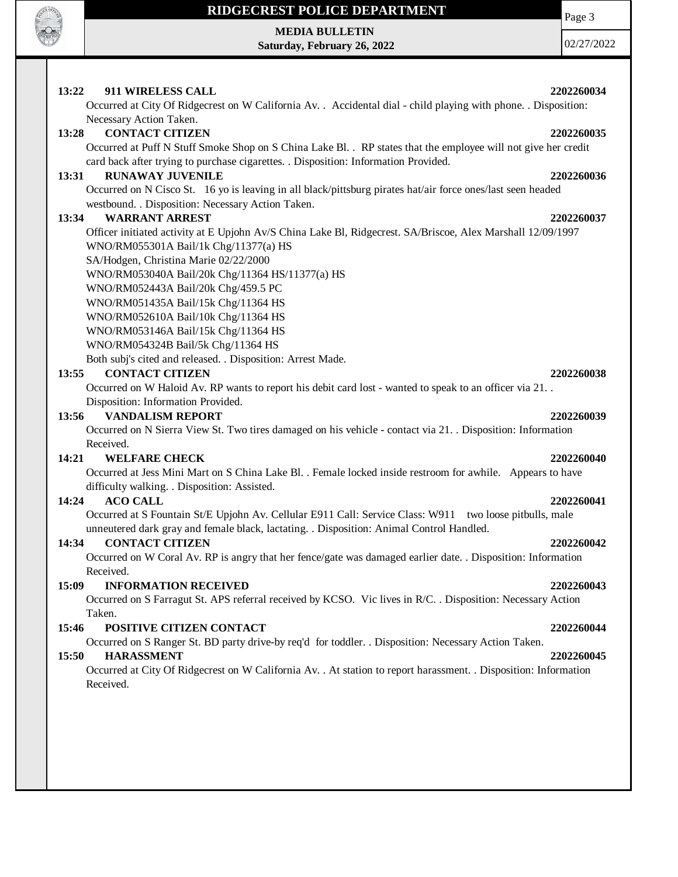**13:22 911 WIRELESS CALL** **2202260034**

Occurred at City Of Ridgecrest on W California Av. . Accidental dial - child playing with phone. . Disposition: Necessary Action Taken.

**13:28 CONTACT CITIZEN** **2202260035**

Occurred at Puff N Stuff Smoke Shop on S China Lake Bl. . RP states that the employee will not give her credit card back after trying to purchase cigarettes. . Disposition: Information Provided.

**13:31 RUNAWAY JUVENILE** **2202260036**

Occurred on N Cisco St. 16 yo is leaving in all black/pittsburg pirates hat/air force ones/last seen headed westbound. . Disposition: Necessary Action Taken.

**13:34 WARRANT ARREST** **2202260037**

Officer initiated activity at E Upjohn Av/S China Lake Bl, Ridgecrest. SA/Briscoe, Alex Marshall 12/09/1997
WNO/RM055301A Bail/1k Chg/11377(a) HS
SA/Hodgen, Christina Marie 02/22/2000
WNO/RM053040A Bail/20k Chg/11364 HS/11377(a) HS
WNO/RM052443A Bail/20k Chg/459.5 PC
WNO/RM051435A Bail/15k Chg/11364 HS
WNO/RM052610A Bail/10k Chg/11364 HS
WNO/RM053146A Bail/15k Chg/11364 HS
WNO/RM054324B Bail/5k Chg/11364 HS
Both subj's cited and released. . Disposition: Arrest Made.

**13:55 CONTACT CITIZEN** **2202260038**

Occurred on W Haloid Av. RP wants to report his debit card lost - wanted to speak to an officer via 21. . Disposition: Information Provided.

**13:56 VANDALISM REPORT** **2202260039**

Occurred on N Sierra View St. Two tires damaged on his vehicle - contact via 21. . Disposition: Information Received.

**14:21 WELFARE CHECK** **2202260040**

Occurred at Jess Mini Mart on S China Lake Bl. . Female locked inside restroom for awhile. Appears to have difficulty walking. . Disposition: Assisted.

**14:24 ACO CALL** **2202260041**

Occurred at S Fountain St/E Upjohn Av. Cellular E911 Call: Service Class: W911 two loose pitbulls, male unneutered dark gray and female black, lactating. . Disposition: Animal Control Handled.

**14:34 CONTACT CITIZEN** **2202260042**

Occurred on W Coral Av. RP is angry that her fence/gate was damaged earlier date. . Disposition: Information Received.

**15:09 INFORMATION RECEIVED** **2202260043**

Occurred on S Farragut St. APS referral received by KCSO. Vic lives in R/C. . Disposition: Necessary Action Taken.

**15:46 POSITIVE CITIZEN CONTACT** **2202260044**

Occurred on S Ranger St. BD party drive-by req'd for toddler. . Disposition: Necessary Action Taken.

**15:50 HARASSMENT** **2202260045**

Occurred at City Of Ridgecrest on W California Av. . At station to report harassment. . Disposition: Information Received.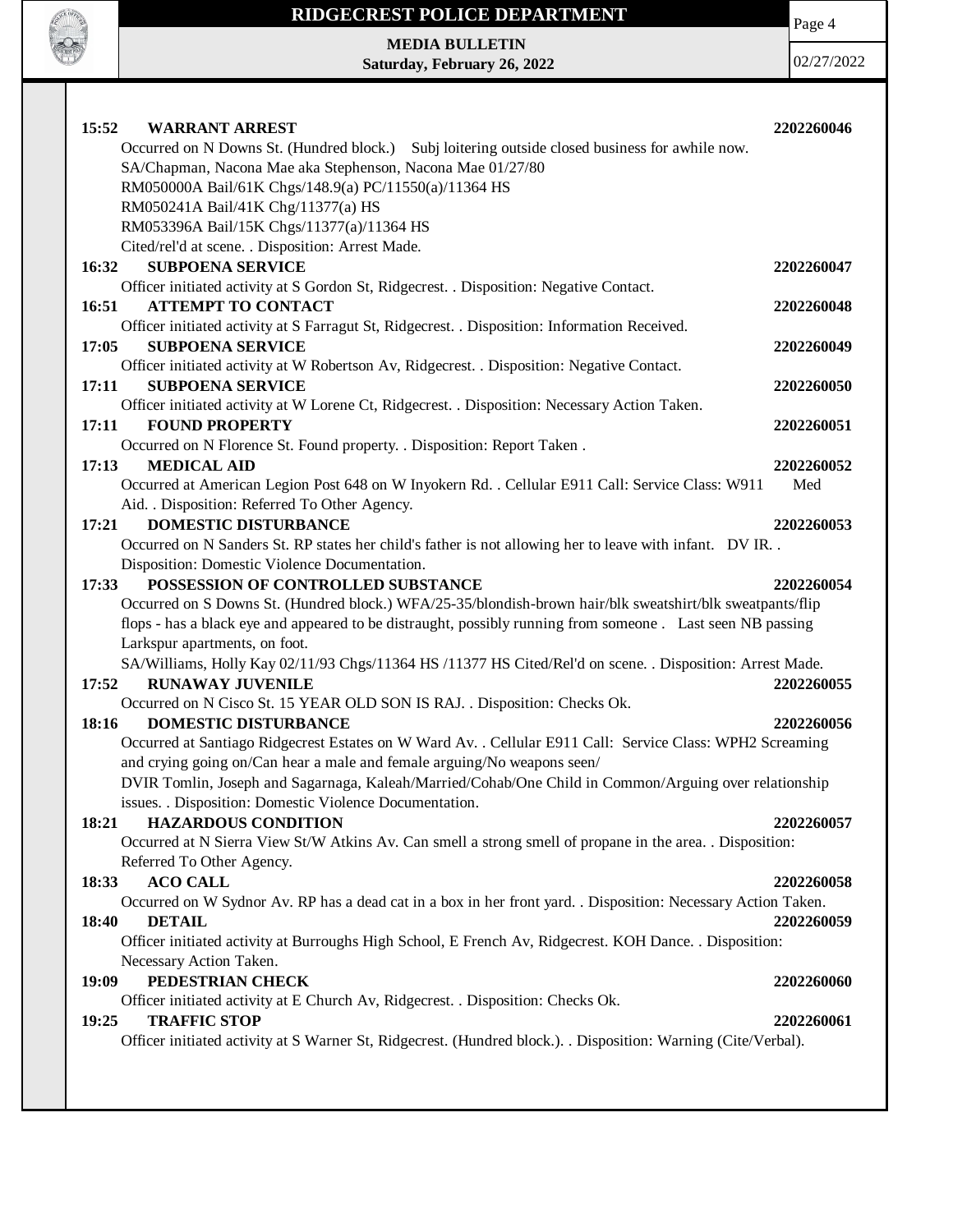**15:52 WARRANT ARREST** 2202260046

Occurred on N Downs St. (Hundred block.) Subj loitering outside closed business for awhile now.
SA/Chapman, Nacona Mae aka Stephenson, Nacona Mae 01/27/80
RM050000A Bail/61K Chgs/148.9(a) PC/11550(a)/11364 HS
RM050241A Bail/41K Chg/11377(a) HS
RM053396A Bail/15K Chgs/11377(a)/11364 HS
Cited/rel'd at scene. . Disposition: Arrest Made.

**16:32 SUBPOENA SERVICE** 2202260047

Officer initiated activity at S Gordon St, Ridgecrest. . Disposition: Negative Contact.

**16:51 ATTEMPT TO CONTACT** 2202260048

Officer initiated activity at S Farragut St, Ridgecrest. . Disposition: Information Received.

**17:05 SUBPOENA SERVICE** 2202260049

Officer initiated activity at W Robertson Av, Ridgecrest. . Disposition: Negative Contact.

**17:11 SUBPOENA SERVICE** 2202260050

Officer initiated activity at W Lorene Ct, Ridgecrest. . Disposition: Necessary Action Taken.

**17:11 FOUND PROPERTY** 2202260051

Occurred on N Florence St. Found property. . Disposition: Report Taken .

**17:13 MEDICAL AID** 2202260052

Occurred at American Legion Post 648 on W Inyokern Rd. . Cellular E911 Call: Service Class: W911 Med Aid. . Disposition: Referred To Other Agency.

**17:21 DOMESTIC DISTURBANCE** 2202260053

Occurred on N Sanders St. RP states her child's father is not allowing her to leave with infant. DV IR. . Disposition: Domestic Violence Documentation.

**17:33 POSSESSION OF CONTROLLED SUBSTANCE** 2202260054

Occurred on S Downs St. (Hundred block.) WFA/25-35/blondish-brown hair/blk sweatshirt/blk sweatpants/flip flops - has a black eye and appeared to be distraught, possibly running from someone . Last seen NB passing Larkspur apartments, on foot.
SA/Williams, Holly Kay 02/11/93 Chgs/11364 HS /11377 HS Cited/Rel'd on scene. . Disposition: Arrest Made.

**17:52 RUNAWAY JUVENILE** 2202260055

Occurred on N Cisco St. 15 YEAR OLD SON IS RAJ. . Disposition: Checks Ok.

**18:16 DOMESTIC DISTURBANCE** 2202260056

Occurred at Santiago Ridgecrest Estates on W Ward Av. . Cellular E911 Call: Service Class: WPH2 Screaming and crying going on/Can hear a male and female arguing/No weapons seen/
DVIR Tomlin, Joseph and Sagarnaga, Kaleah/Married/Cohab/One Child in Common/Arguing over relationship issues. . Disposition: Domestic Violence Documentation.

**18:21 HAZARDOUS CONDITION** 2202260057

Occurred at N Sierra View St/W Atkins Av. Can smell a strong smell of propane in the area. . Disposition: Referred To Other Agency.

**18:33 ACO CALL** 2202260058

Occurred on W Sydnor Av. RP has a dead cat in a box in her front yard. . Disposition: Necessary Action Taken.

**18:40 DETAIL** 2202260059

Officer initiated activity at Burroughs High School, E French Av, Ridgecrest. KOH Dance. . Disposition: Necessary Action Taken.

**19:09 PEDESTRIAN CHECK** 2202260060

Officer initiated activity at E Church Av, Ridgecrest. . Disposition: Checks Ok.

**19:25 TRAFFIC STOP** 2202260061

Officer initiated activity at S Warner St, Ridgecrest. (Hundred block.). . Disposition: Warning (Cite/Verbal).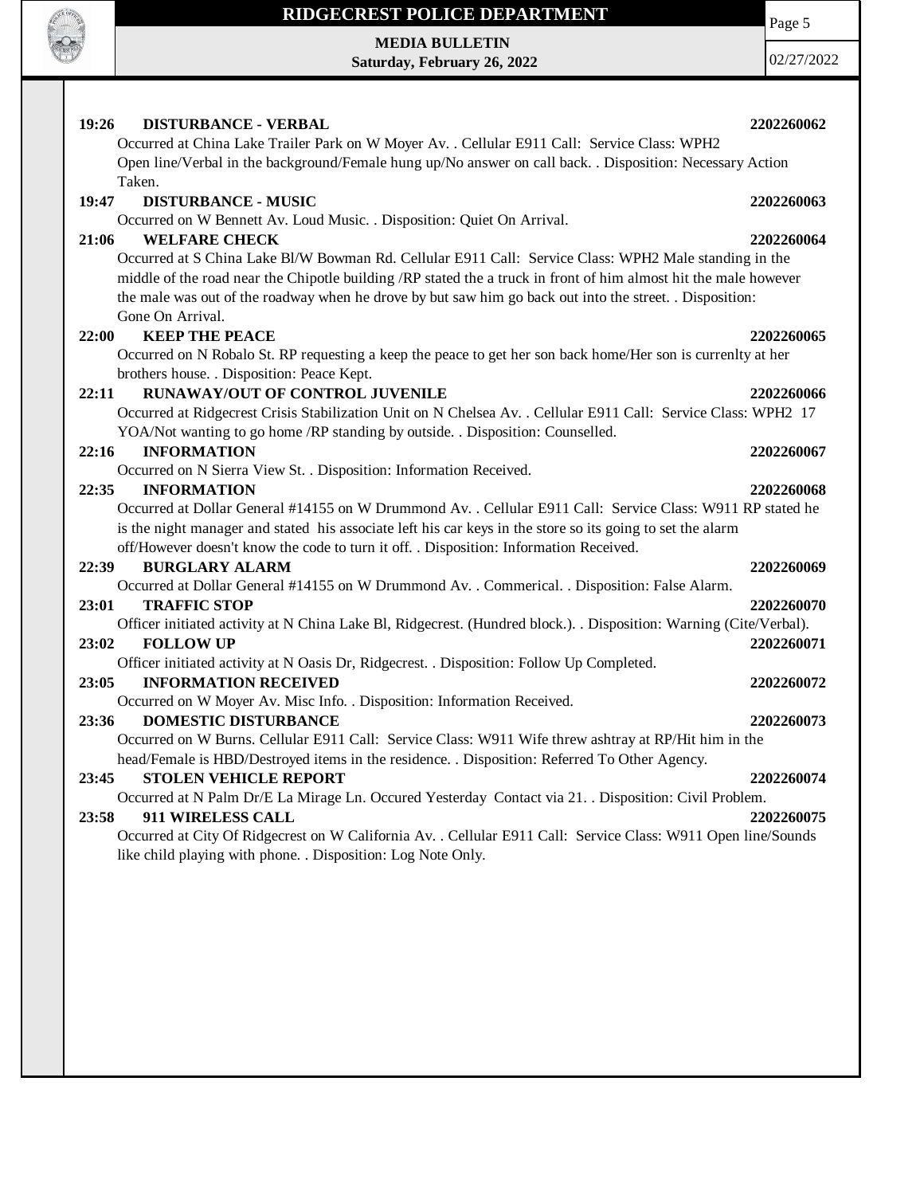**19:26 DISTURBANCE - VERBAL** **2202260062**

Occurred at China Lake Trailer Park on W Moyer Av. . Cellular E911 Call: Service Class: WPH2 Open line/Verbal in the background/Female hung up/No answer on call back. . Disposition: Necessary Action Taken.

**19:47 DISTURBANCE - MUSIC** **2202260063**

Occurred on W Bennett Av. Loud Music. . Disposition: Quiet On Arrival.

**21:06 WELFARE CHECK** **2202260064**

Occurred at S China Lake Bl/W Bowman Rd. Cellular E911 Call: Service Class: WPH2 Male standing in the middle of the road near the Chipotle building /RP stated the a truck in front of him almost hit the male however the male was out of the roadway when he drove by but saw him go back out into the street. . Disposition: Gone On Arrival.

**22:00 KEEP THE PEACE** **2202260065**

Occurred on N Robalo St. RP requesting a keep the peace to get her son back home/Her son is currenlty at her brothers house. . Disposition: Peace Kept.

**22:11 RUNAWAY/OUT OF CONTROL JUVENILE** **2202260066**

Occurred at Ridgecrest Crisis Stabilization Unit on N Chelsea Av. . Cellular E911 Call: Service Class: WPH2 17 YOA/Not wanting to go home /RP standing by outside. . Disposition: Counselled.

**22:16 INFORMATION** **2202260067**

Occurred on N Sierra View St. . Disposition: Information Received.

**22:35 INFORMATION** **2202260068**

Occurred at Dollar General #14155 on W Drummond Av. . Cellular E911 Call: Service Class: W911 RP stated he is the night manager and stated his associate left his car keys in the store so its going to set the alarm off/However doesn't know the code to turn it off. . Disposition: Information Received.

**22:39 BURGLARY ALARM** **2202260069**

Occurred at Dollar General #14155 on W Drummond Av. . Commerical. . Disposition: False Alarm.

**23:01 TRAFFIC STOP** **2202260070**

Officer initiated activity at N China Lake Bl, Ridgecrest. (Hundred block.). . Disposition: Warning (Cite/Verbal).

**23:02 FOLLOW UP** **2202260071**

Officer initiated activity at N Oasis Dr, Ridgecrest. . Disposition: Follow Up Completed.

**23:05 INFORMATION RECEIVED** **2202260072**

Occurred on W Moyer Av. Misc Info. . Disposition: Information Received.

**23:36 DOMESTIC DISTURBANCE** **2202260073**

Occurred on W Burns. Cellular E911 Call: Service Class: W911 Wife threw ashtray at RP/Hit him in the head/Female is HBD/Destroyed items in the residence. . Disposition: Referred To Other Agency.

**23:45 STOLEN VEHICLE REPORT** **2202260074**

Occurred at N Palm Dr/E La Mirage Ln. Occured Yesterday Contact via 21. . Disposition: Civil Problem.

**23:58 911 WIRELESS CALL** **2202260075**

Occurred at City Of Ridgecrest on W California Av. . Cellular E911 Call: Service Class: W911 Open line/Sounds like child playing with phone. . Disposition: Log Note Only.